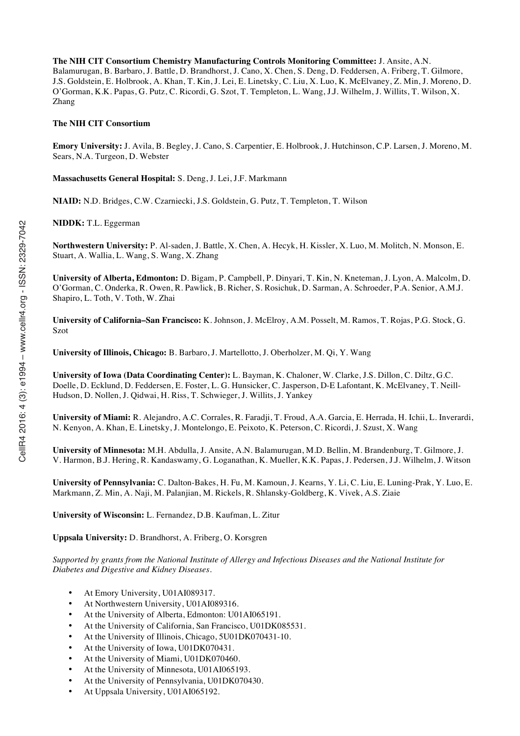**The NIH CIT Consortium Chemistry Manufacturing Controls Monitoring Committee:** J. Ansite, A.N. Balamurugan, B. Barbaro, J. Battle, D. Brandhorst, J. Cano, X. Chen, S. Deng, D. Feddersen, A. Friberg, T. Gilmore, J.S. Goldstein, E. Holbrook, A. Khan, T. Kin, J. Lei, E. Linetsky, C. Liu, X. Luo, K. McElvaney, Z. Min, J. Moreno, D. O'Gorman, K.K. Papas, G. Putz, C. Ricordi, G. Szot, T. Templeton, L. Wang, J.J. Wilhelm, J. Willits, T. Wilson, X. Zhang

**The NIH CIT Consortium**

**Emory University:** J. Avila, B. Begley, J. Cano, S. Carpentier, E. Holbrook, J. Hutchinson, C.P. Larsen, J. Moreno, M. Sears, N.A. Turgeon, D. Webster

**Massachusetts General Hospital:** S. Deng, J. Lei, J.F. Markmann

**NIAID:** N.D. Bridges, C.W. Czarniecki, J.S. Goldstein, G. Putz, T. Templeton, T. Wilson

**NIDDK:** T.L. Eggerman

**Northwestern University:** P. Al-saden, J. Battle, X. Chen, A. Hecyk, H. Kissler, X. Luo, M. Molitch, N. Monson, E. Stuart, A. Wallia, L. Wang, S. Wang, X. Zhang

**University of Alberta, Edmonton:** D. Bigam, P. Campbell, P. Dinyari, T. Kin, N. Kneteman, J. Lyon, A. Malcolm, D. O'Gorman, C. Onderka, R. Owen, R. Pawlick, B. Richer, S. Rosichuk, D. Sarman, A. Schroeder, P.A. Senior, A.M.J. Shapiro, L. Toth, V. Toth, W. Zhai

**University of California–San Francisco:** K. Johnson, J. McElroy, A.M. Posselt, M. Ramos, T. Rojas, P.G. Stock, G. Szot

**University of Illinois, Chicago:** B. Barbaro, J. Martellotto, J. Oberholzer, M. Qi, Y. Wang

**University of Iowa (Data Coordinating Center):** L. Bayman, K. Chaloner, W. Clarke, J.S. Dillon, C. Diltz, G.C. Doelle, D. Ecklund, D. Feddersen, E. Foster, L. G. Hunsicker, C. Jasperson, D-E Lafontant, K. McElvaney, T. Neill-Hudson, D. Nollen, J. Qidwai, H. Riss, T. Schwieger, J. Willits, J. Yankey

**University of Miami:** R. Alejandro, A.C. Corrales, R. Faradji, T. Froud, A.A. Garcia, E. Herrada, H. Ichii, L. Inverardi, N. Kenyon, A. Khan, E. Linetsky, J. Montelongo, E. Peixoto, K. Peterson, C. Ricordi, J. Szust, X. Wang

**University of Minnesota:** M.H. Abdulla, J. Ansite, A.N. Balamurugan, M.D. Bellin, M. Brandenburg, T. Gilmore, J. V. Harmon, B.J. Hering, R. Kandaswamy, G. Loganathan, K. Mueller, K.K. Papas, J. Pedersen, J.J. Wilhelm, J. Witson

**University of Pennsylvania:** C. Dalton-Bakes, H. Fu, M. Kamoun, J. Kearns, Y. Li, C. Liu, E. Luning-Prak, Y. Luo, E. Markmann, Z. Min, A. Naji, M. Palanjian, M. Rickels, R. Shlansky-Goldberg, K. Vivek, A.S. Ziaie

**University of Wisconsin:** L. Fernandez, D.B. Kaufman, L. Zitur

**Uppsala University:** D. Brandhorst, A. Friberg, O. Korsgren

*Supported by grants from the National Institute of Allergy and Infectious Diseases and the National Institute for Diabetes and Digestive and Kidney Diseases.*

- At Emory University, U01AI089317.
- At Northwestern University, U01AI089316.
- At the University of Alberta, Edmonton: U01AI065191.
- At the University of California, San Francisco, U01DK085531.
- At the University of Illinois, Chicago, 5U01DK070431-10.
- At the University of Iowa, U01DK070431.
- At the University of Miami, U01DK070460.
- At the University of Minnesota, U01AI065193.
- At the University of Pennsylvania, U01DK070430.
- At Uppsala University, U01AI065192.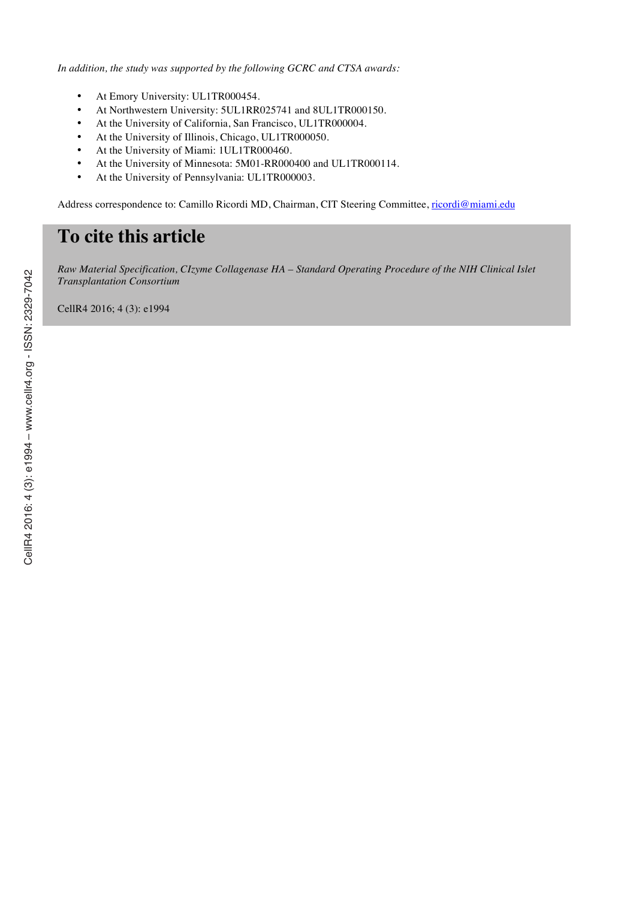*In addition, the study was supported by the following GCRC and CTSA awards:*

- At Emory University: UL1TR000454.
- At Northwestern University: 5UL1RR025741 and 8UL1TR000150.
- At the University of California, San Francisco, UL1TR000004.
- At the University of Illinois, Chicago, UL1TR000050.
- At the University of Miami: 1UL1TR000460.
- At the University of Minnesota: 5M01-RR000400 and UL1TR000114.
- At the University of Pennsylvania: UL1TR000003.

Address correspondence to: Camillo Ricordi MD, Chairman, CIT Steering Committee, ricordi@miami.edu

# To cite this article

*Raw Material Specification, CIzyme Collagenase HA – Standard Operating Procedure of the NIH Clinical Islet Transplantation Consortium*

CellR4 2016; 4 (3): e1994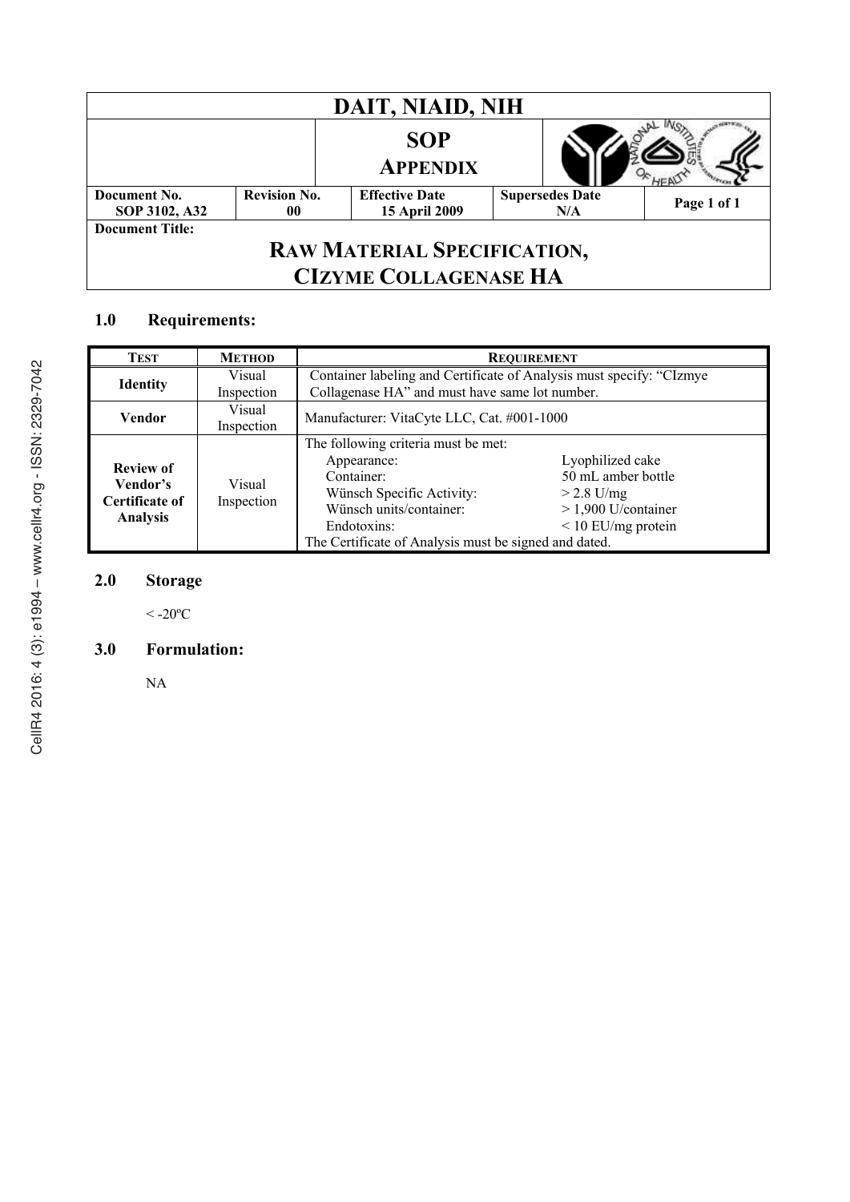| DAIT, NIAID, NIH | | | | |
|---|---|---|---|---|
| | **SOP APPENDIX** | | | |
| **Document No.** SOP 3102, A32 | **Revision No.** 00 | **Effective Date** 15 April 2009 | **Supersedes Date** N/A | **Page 1 of 1** |
| **Document Title:** **RAW MATERIAL SPECIFICATION, CIZYME COLLAGENASE HA** | | | | |

## 1.0 Requirements:

| TEST | METHOD | REQUIREMENT |
|---|---|---|
| **Identity** | Visual Inspection | Container labeling and Certificate of Analysis must specify: "CIzmye Collagenase HA" and must have same lot number. |
| **Vendor** | Visual Inspection | Manufacturer: VitaCyte LLC, Cat. #001-1000 |
| **Review of Vendor's Certificate of Analysis** | Visual Inspection | The following criteria must be met:<br>Appearance: Lyophilized cake<br>Container: 50 mL amber bottle<br>Wünsch Specific Activity: > 2.8 U/mg<br>Wünsch units/container: > 1,900 U/container<br>Endotoxins: < 10 EU/mg protein<br>The Certificate of Analysis must be signed and dated. |

## 2.0 Storage

< -20ºC

## 3.0 Formulation:

NA